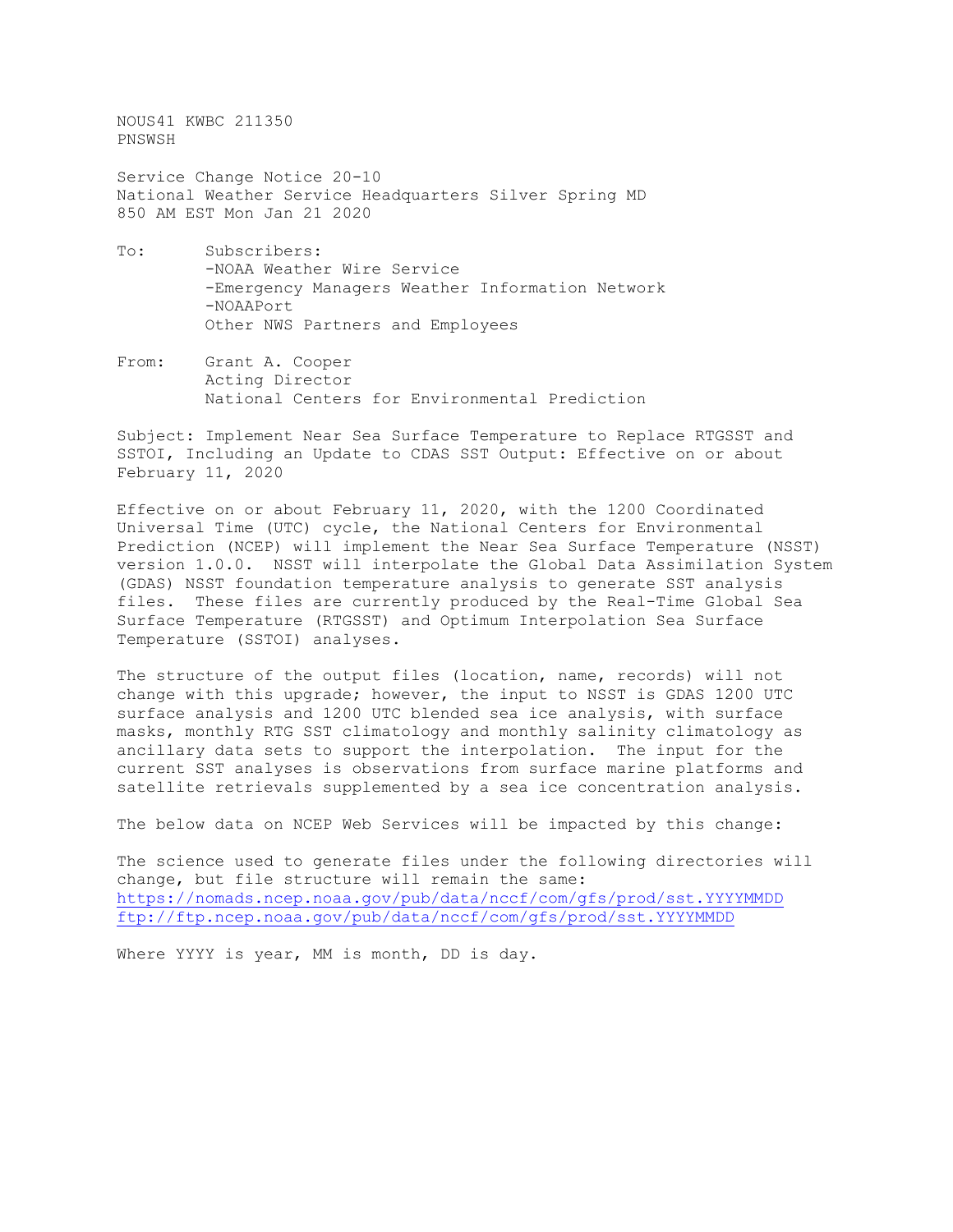NOUS41 KWBC 211350
PNSWSH

Service Change Notice 20-10
National Weather Service Headquarters Silver Spring MD
850 AM EST Mon Jan 21 2020

To: Subscribers:
-NOAA Weather Wire Service
-Emergency Managers Weather Information Network
-NOAAPort
Other NWS Partners and Employees

From: Grant A. Cooper
Acting Director
National Centers for Environmental Prediction

Subject: Implement Near Sea Surface Temperature to Replace RTGSST and SSTOI, Including an Update to CDAS SST Output: Effective on or about February 11, 2020

Effective on or about February 11, 2020, with the 1200 Coordinated Universal Time (UTC) cycle, the National Centers for Environmental Prediction (NCEP) will implement the Near Sea Surface Temperature (NSST) version 1.0.0. NSST will interpolate the Global Data Assimilation System (GDAS) NSST foundation temperature analysis to generate SST analysis files. These files are currently produced by the Real-Time Global Sea Surface Temperature (RTGSST) and Optimum Interpolation Sea Surface Temperature (SSTOI) analyses.

The structure of the output files (location, name, records) will not change with this upgrade; however, the input to NSST is GDAS 1200 UTC surface analysis and 1200 UTC blended sea ice analysis, with surface masks, monthly RTG SST climatology and monthly salinity climatology as ancillary data sets to support the interpolation. The input for the current SST analyses is observations from surface marine platforms and satellite retrievals supplemented by a sea ice concentration analysis.

The below data on NCEP Web Services will be impacted by this change:

The science used to generate files under the following directories will change, but file structure will remain the same:
https://nomads.ncep.noaa.gov/pub/data/nccf/com/gfs/prod/sst.YYYYMMDD
ftp://ftp.ncep.noaa.gov/pub/data/nccf/com/gfs/prod/sst.YYYYMMDD

Where YYYY is year, MM is month, DD is day.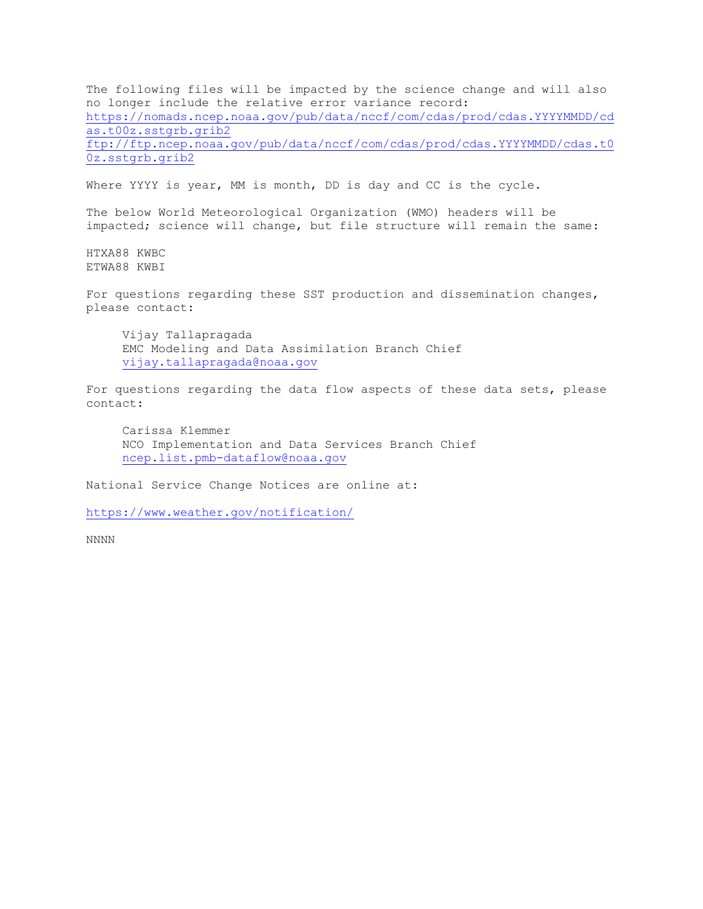The following files will be impacted by the science change and will also no longer include the relative error variance record:
https://nomads.ncep.noaa.gov/pub/data/nccf/com/cdas/prod/cdas.YYYYMMDD/cdas.t00z.sstgrb.grib2
ftp://ftp.ncep.noaa.gov/pub/data/nccf/com/cdas/prod/cdas.YYYYMMDD/cdas.t00z.sstgrb.grib2

Where YYYY is year, MM is month, DD is day and CC is the cycle.

The below World Meteorological Organization (WMO) headers will be impacted; science will change, but file structure will remain the same:

HTXA88 KWBC
ETWA88 KWBI

For questions regarding these SST production and dissemination changes, please contact:

Vijay Tallapragada
EMC Modeling and Data Assimilation Branch Chief
vijay.tallapragada@noaa.gov

For questions regarding the data flow aspects of these data sets, please contact:

Carissa Klemmer
NCO Implementation and Data Services Branch Chief
ncep.list.pmb-dataflow@noaa.gov

National Service Change Notices are online at:

https://www.weather.gov/notification/

NNNN